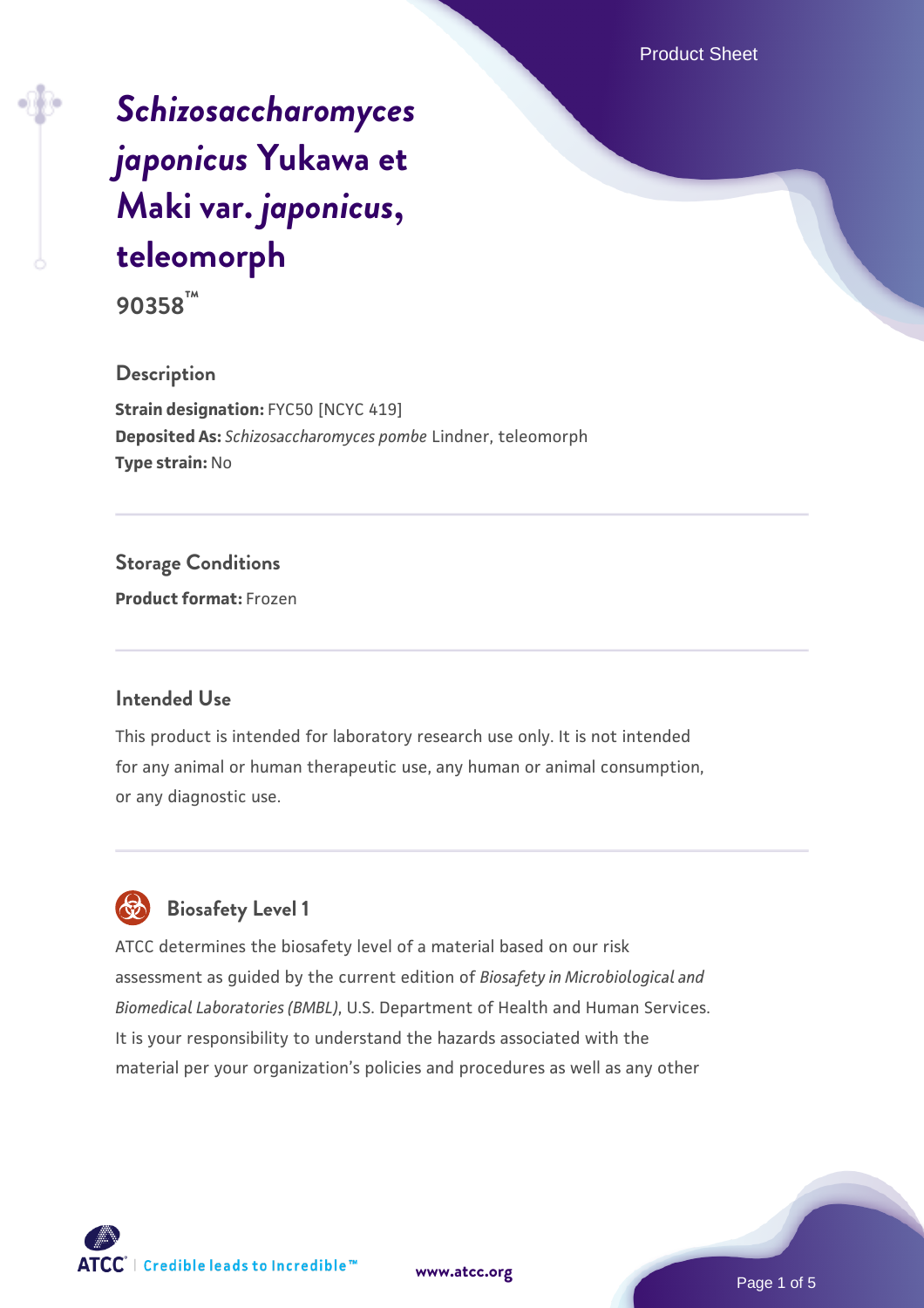# *Schizosaccharomyces japonicus* Yukawa et Maki var. *japonicus*, teleomorph

**90358™**

## Description

**Strain designation:** FYC50 [NCYC 419]
**Deposited As:** *Schizosaccharomyces pombe* Lindner, teleomorph
**Type strain:** No

## Storage Conditions

**Product format:** Frozen

## Intended Use

This product is intended for laboratory research use only. It is not intended for any animal or human therapeutic use, any human or animal consumption, or any diagnostic use.

## Biosafety Level 1

ATCC determines the biosafety level of a material based on our risk assessment as guided by the current edition of *Biosafety in Microbiological and Biomedical Laboratories (BMBL)*, U.S. Department of Health and Human Services. It is your responsibility to understand the hazards associated with the material per your organization's policies and procedures as well as any other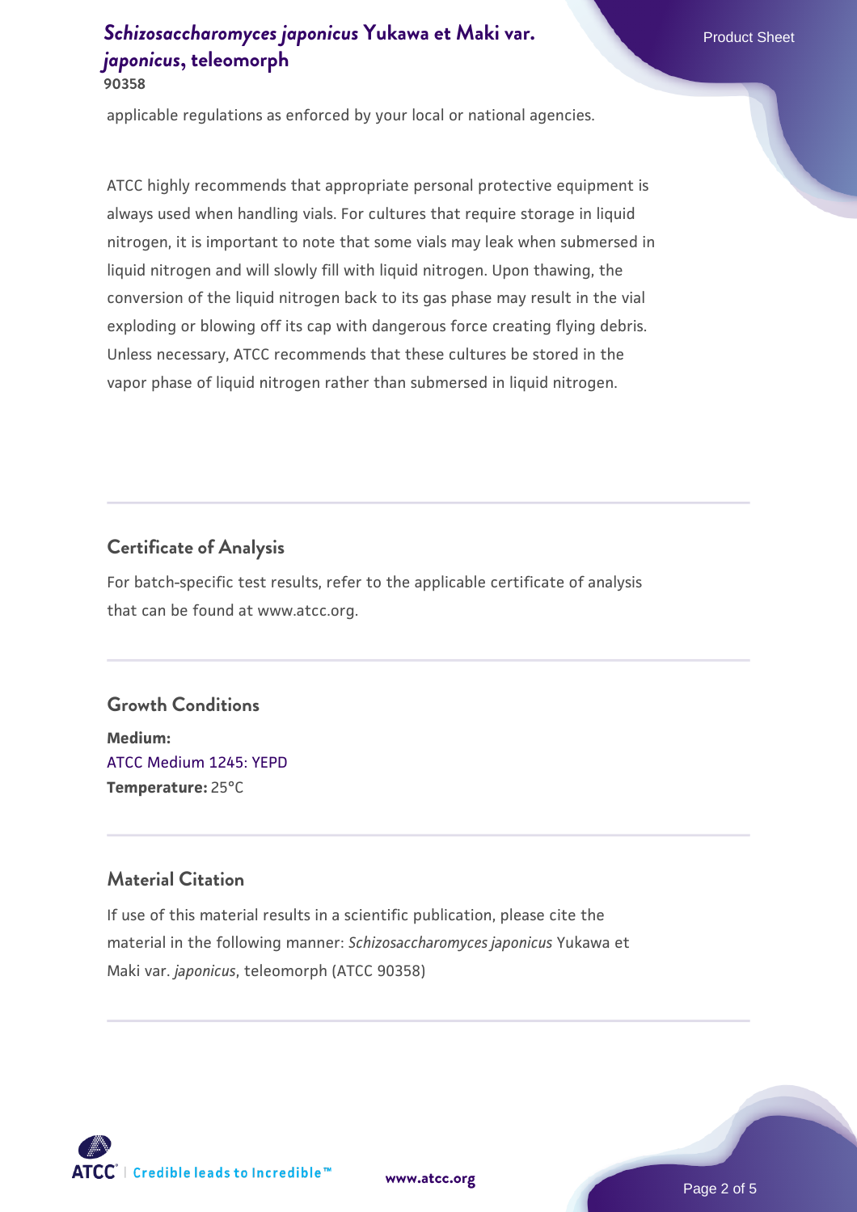applicable regulations as enforced by your local or national agencies.

ATCC highly recommends that appropriate personal protective equipment is always used when handling vials. For cultures that require storage in liquid nitrogen, it is important to note that some vials may leak when submersed in liquid nitrogen and will slowly fill with liquid nitrogen. Upon thawing, the conversion of the liquid nitrogen back to its gas phase may result in the vial exploding or blowing off its cap with dangerous force creating flying debris. Unless necessary, ATCC recommends that these cultures be stored in the vapor phase of liquid nitrogen rather than submersed in liquid nitrogen.

## Certificate of Analysis

For batch-specific test results, refer to the applicable certificate of analysis that can be found at www.atcc.org.

## Growth Conditions

**Medium:**
ATCC Medium 1245: YEPD
**Temperature:** 25°C

## Material Citation

If use of this material results in a scientific publication, please cite the material in the following manner: *Schizosaccharomyces japonicus* Yukawa et Maki var. *japonicus*, teleomorph (ATCC 90358)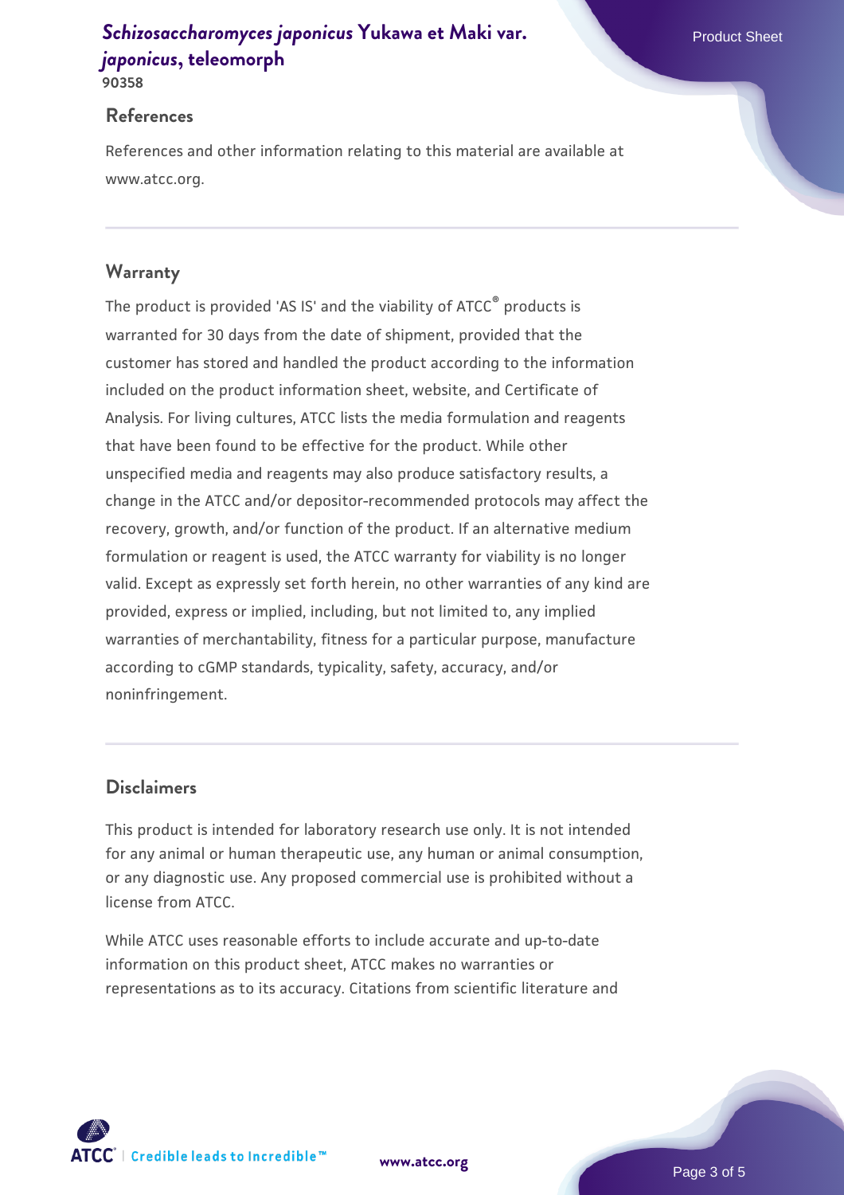## References

References and other information relating to this material are available at www.atcc.org.

## Warranty

The product is provided 'AS IS' and the viability of ATCC® products is warranted for 30 days from the date of shipment, provided that the customer has stored and handled the product according to the information included on the product information sheet, website, and Certificate of Analysis. For living cultures, ATCC lists the media formulation and reagents that have been found to be effective for the product. While other unspecified media and reagents may also produce satisfactory results, a change in the ATCC and/or depositor-recommended protocols may affect the recovery, growth, and/or function of the product. If an alternative medium formulation or reagent is used, the ATCC warranty for viability is no longer valid. Except as expressly set forth herein, no other warranties of any kind are provided, express or implied, including, but not limited to, any implied warranties of merchantability, fitness for a particular purpose, manufacture according to cGMP standards, typicality, safety, accuracy, and/or noninfringement.

## Disclaimers

This product is intended for laboratory research use only. It is not intended for any animal or human therapeutic use, any human or animal consumption, or any diagnostic use. Any proposed commercial use is prohibited without a license from ATCC.

While ATCC uses reasonable efforts to include accurate and up-to-date information on this product sheet, ATCC makes no warranties or representations as to its accuracy. Citations from scientific literature and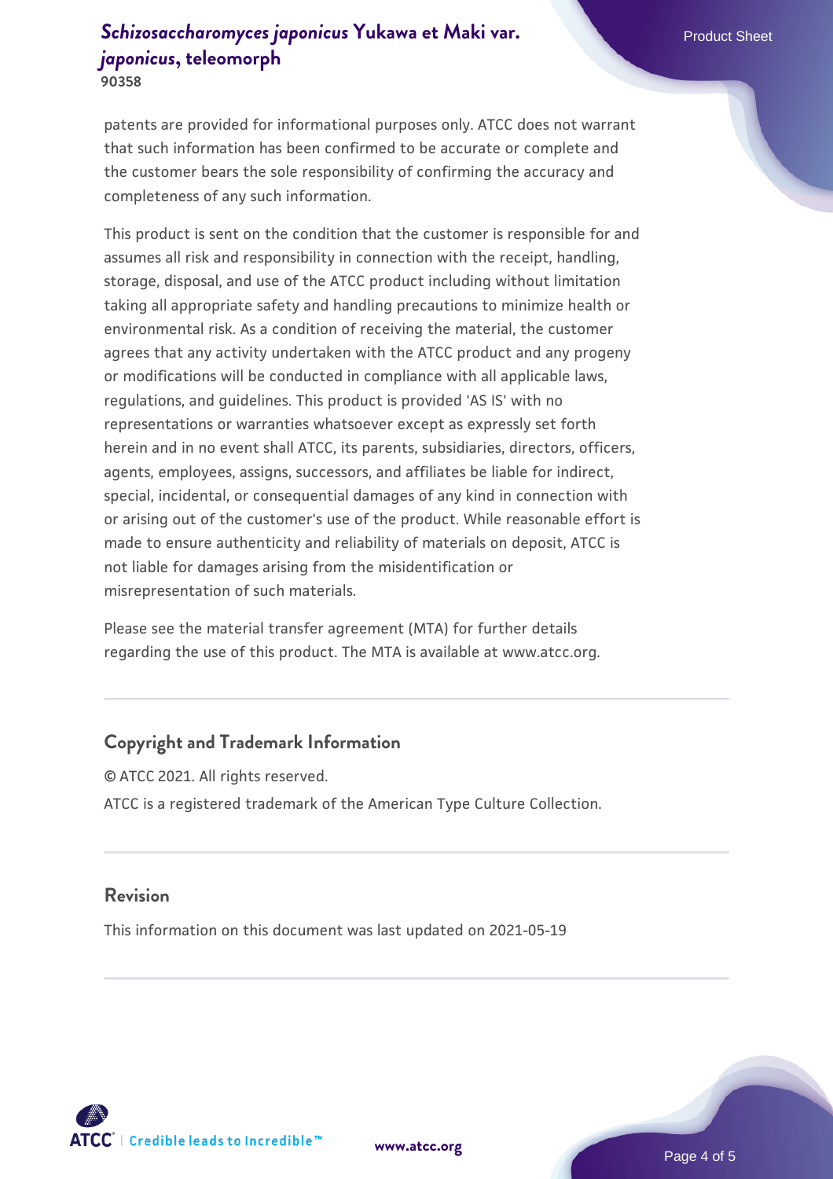patents are provided for informational purposes only. ATCC does not warrant that such information has been confirmed to be accurate or complete and the customer bears the sole responsibility of confirming the accuracy and completeness of any such information.

This product is sent on the condition that the customer is responsible for and assumes all risk and responsibility in connection with the receipt, handling, storage, disposal, and use of the ATCC product including without limitation taking all appropriate safety and handling precautions to minimize health or environmental risk. As a condition of receiving the material, the customer agrees that any activity undertaken with the ATCC product and any progeny or modifications will be conducted in compliance with all applicable laws, regulations, and guidelines. This product is provided 'AS IS' with no representations or warranties whatsoever except as expressly set forth herein and in no event shall ATCC, its parents, subsidiaries, directors, officers, agents, employees, assigns, successors, and affiliates be liable for indirect, special, incidental, or consequential damages of any kind in connection with or arising out of the customer's use of the product. While reasonable effort is made to ensure authenticity and reliability of materials on deposit, ATCC is not liable for damages arising from the misidentification or misrepresentation of such materials.

Please see the material transfer agreement (MTA) for further details regarding the use of this product. The MTA is available at www.atcc.org.

## Copyright and Trademark Information

© ATCC 2021. All rights reserved.

ATCC is a registered trademark of the American Type Culture Collection.

## Revision

This information on this document was last updated on 2021-05-19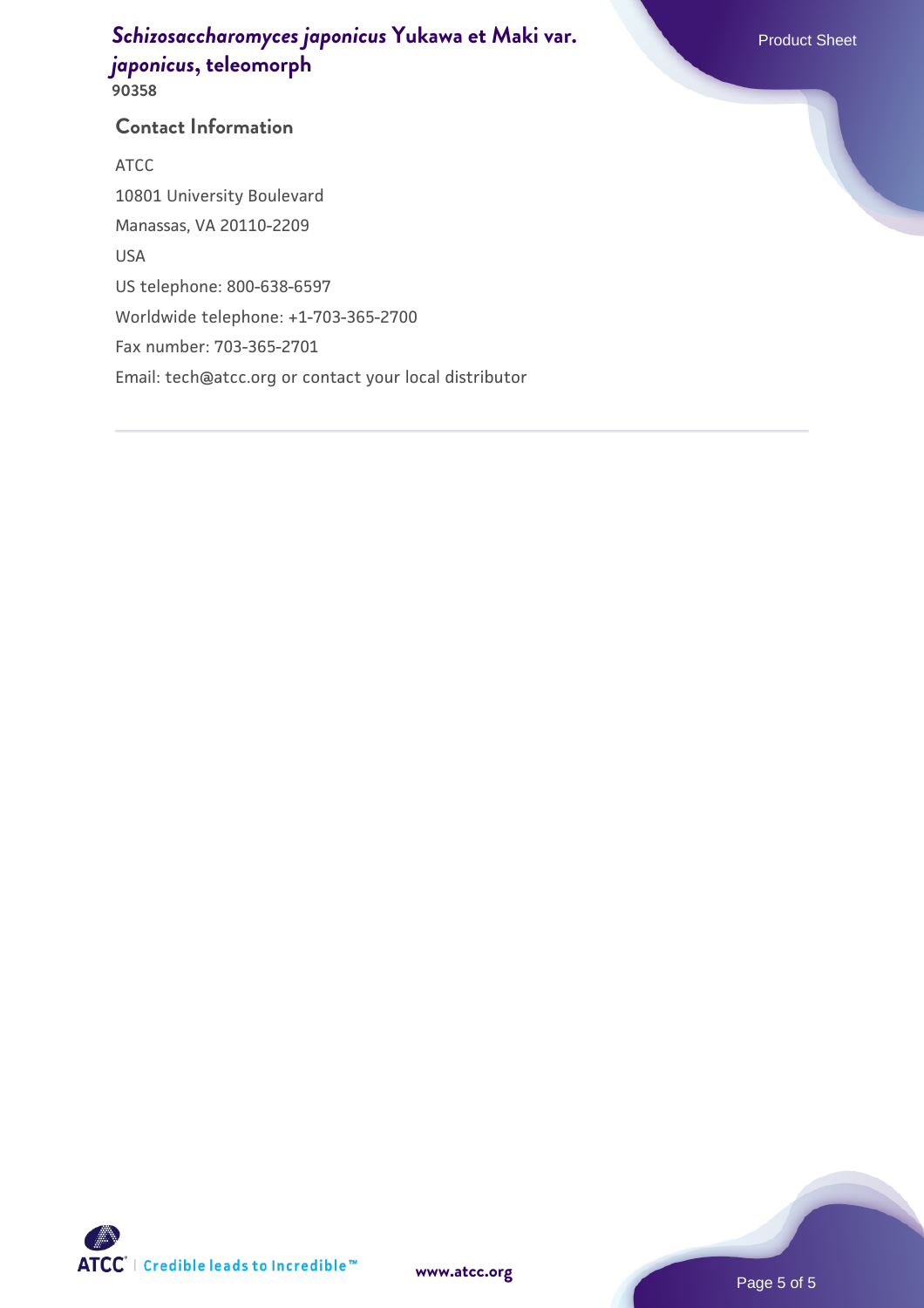## Contact Information

ATCC

10801 University Boulevard

Manassas, VA 20110-2209

USA

US telephone: 800-638-6597

Worldwide telephone: +1-703-365-2700

Fax number: 703-365-2701

Email: tech@atcc.org or contact your local distributor